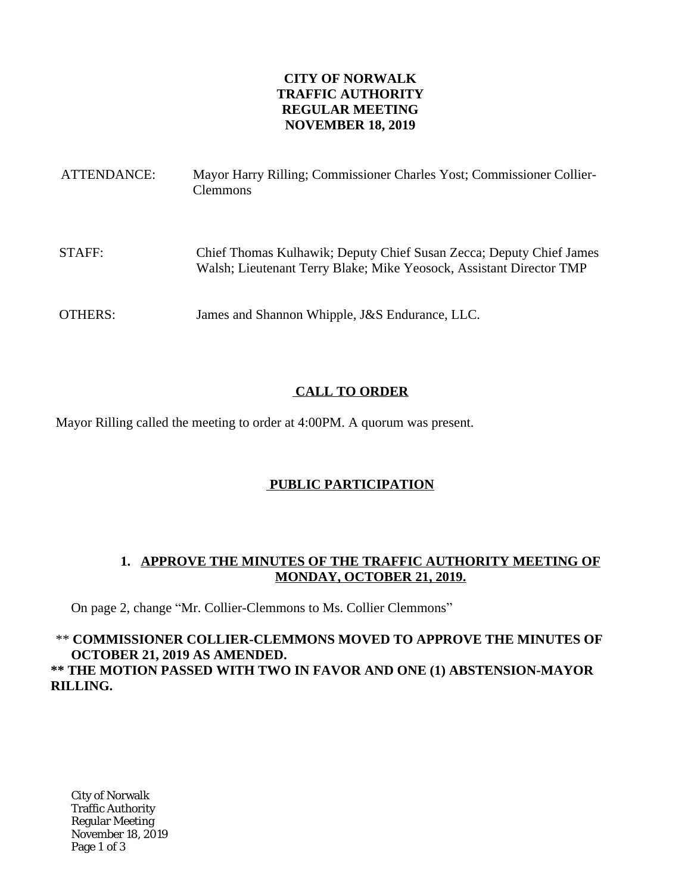# CITY OF NORWALK
# TRAFFIC AUTHORITY
# REGULAR MEETING
# NOVEMBER 18, 2019

ATTENDANCE: Mayor Harry Rilling; Commissioner Charles Yost; Commissioner Collier-Clemmons

STAFF: Chief Thomas Kulhawik; Deputy Chief Susan Zecca; Deputy Chief James Walsh; Lieutenant Terry Blake; Mike Yeosock, Assistant Director TMP

OTHERS: James and Shannon Whipple, J&S Endurance, LLC.

## CALL TO ORDER

Mayor Rilling called the meeting to order at 4:00PM. A quorum was present.

## PUBLIC PARTICIPATION

### 1. APPROVE THE MINUTES OF THE TRAFFIC AUTHORITY MEETING OF MONDAY, OCTOBER 21, 2019.

On page 2, change "Mr. Collier-Clemmons to Ms. Collier Clemmons"

** **COMMISSIONER COLLIER-CLEMMONS MOVED TO APPROVE THE MINUTES OF OCTOBER 21, 2019 AS AMENDED.**
**** THE MOTION PASSED WITH TWO IN FAVOR AND ONE (1) ABSTENSION-MAYOR RILLING.**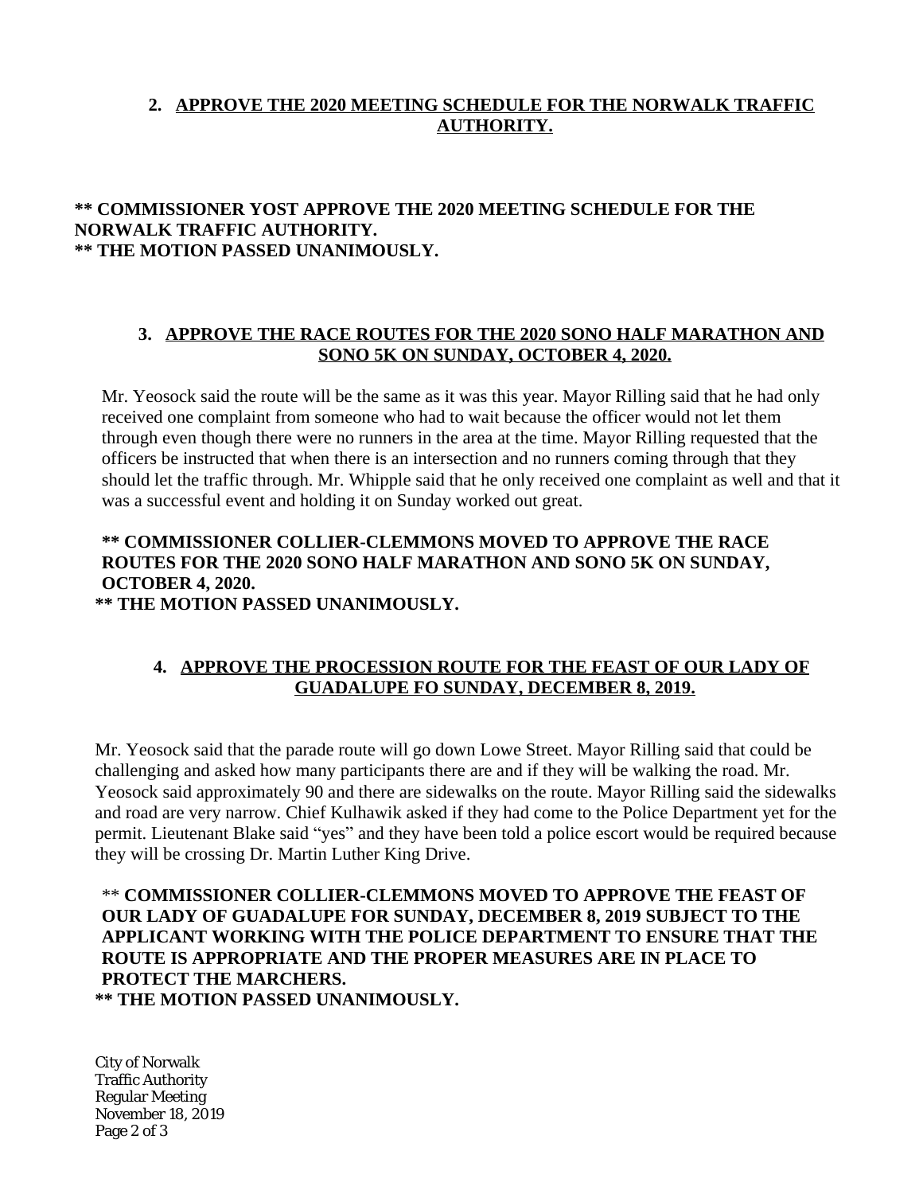**2. APPROVE THE 2020 MEETING SCHEDULE FOR THE NORWALK TRAFFIC AUTHORITY.**

**\*\* COMMISSIONER YOST APPROVE THE 2020 MEETING SCHEDULE FOR THE NORWALK TRAFFIC AUTHORITY.**
**\*\* THE MOTION PASSED UNANIMOUSLY.**

**3. APPROVE THE RACE ROUTES FOR THE 2020 SONO HALF MARATHON AND SONO 5K ON SUNDAY, OCTOBER 4, 2020.**

Mr. Yeosock said the route will be the same as it was this year. Mayor Rilling said that he had only received one complaint from someone who had to wait because the officer would not let them through even though there were no runners in the area at the time. Mayor Rilling requested that the officers be instructed that when there is an intersection and no runners coming through that they should let the traffic through. Mr. Whipple said that he only received one complaint as well and that it was a successful event and holding it on Sunday worked out great.

**\*\* COMMISSIONER COLLIER-CLEMMONS MOVED TO APPROVE THE RACE ROUTES FOR THE 2020 SONO HALF MARATHON AND SONO 5K ON SUNDAY, OCTOBER 4, 2020.**
**\*\* THE MOTION PASSED UNANIMOUSLY.**

**4. APPROVE THE PROCESSION ROUTE FOR THE FEAST OF OUR LADY OF GUADALUPE FO SUNDAY, DECEMBER 8, 2019.**

Mr. Yeosock said that the parade route will go down Lowe Street. Mayor Rilling said that could be challenging and asked how many participants there are and if they will be walking the road. Mr. Yeosock said approximately 90 and there are sidewalks on the route. Mayor Rilling said the sidewalks and road are very narrow. Chief Kulhawik asked if they had come to the Police Department yet for the permit. Lieutenant Blake said "yes" and they have been told a police escort would be required because they will be crossing Dr. Martin Luther King Drive.

\*\* **COMMISSIONER COLLIER-CLEMMONS MOVED TO APPROVE THE FEAST OF OUR LADY OF GUADALUPE FOR SUNDAY, DECEMBER 8, 2019 SUBJECT TO THE APPLICANT WORKING WITH THE POLICE DEPARTMENT TO ENSURE THAT THE ROUTE IS APPROPRIATE AND THE PROPER MEASURES ARE IN PLACE TO PROTECT THE MARCHERS.**
**\*\* THE MOTION PASSED UNANIMOUSLY.**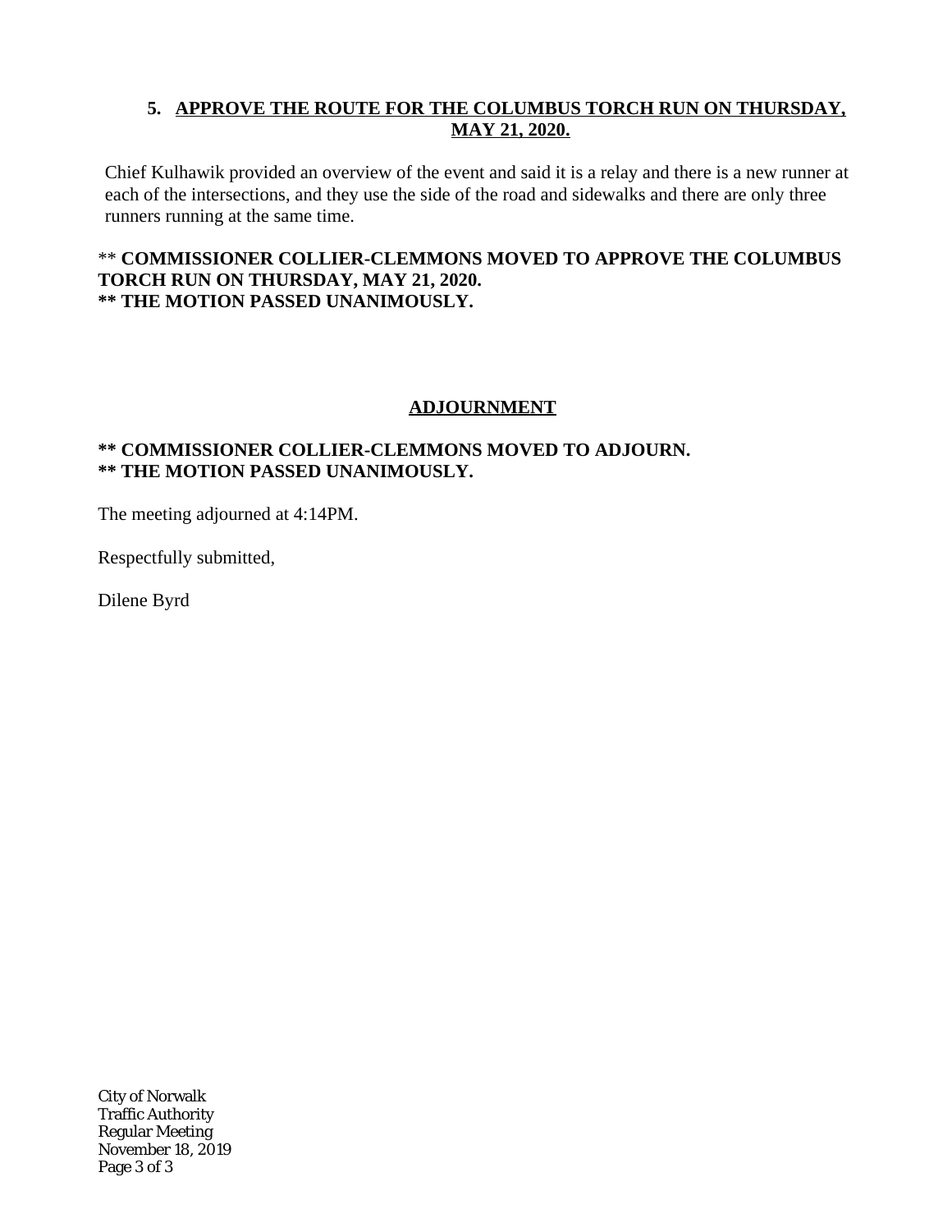**5. APPROVE THE ROUTE FOR THE COLUMBUS TORCH RUN ON THURSDAY, MAY 21, 2020.**

Chief Kulhawik provided an overview of the event and said it is a relay and there is a new runner at each of the intersections, and they use the side of the road and sidewalks and there are only three runners running at the same time.

** **COMMISSIONER COLLIER-CLEMMONS MOVED TO APPROVE THE COLUMBUS TORCH RUN ON THURSDAY, MAY 21, 2020.**
**** THE MOTION PASSED UNANIMOUSLY.**

## ADJOURNMENT

**** COMMISSIONER COLLIER-CLEMMONS MOVED TO ADJOURN.**
**** THE MOTION PASSED UNANIMOUSLY.**

The meeting adjourned at 4:14PM.

Respectfully submitted,

Dilene Byrd